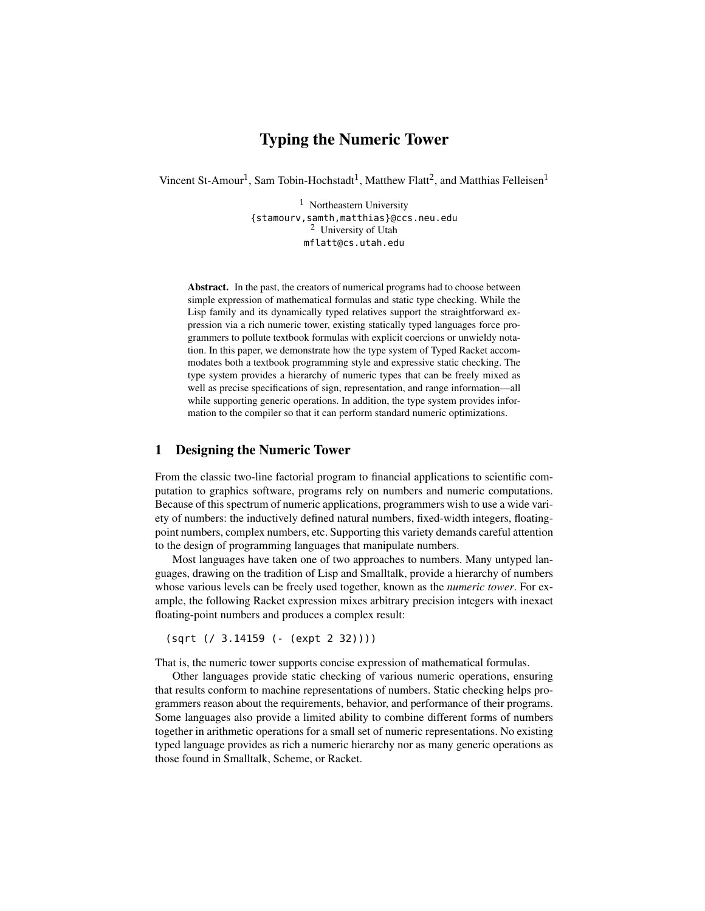# Typing the Numeric Tower

Vincent St-Amour[1], Sam Tobin-Hochstadt[1], Matthew Flatt[2], and Matthias Felleisen[1]

[1] Northeastern University
{stamourv,samth,matthias}@ccs.neu.edu
[2] University of Utah
mflatt@cs.utah.edu

**Abstract.** In the past, the creators of numerical programs had to choose between simple expression of mathematical formulas and static type checking. While the Lisp family and its dynamically typed relatives support the straightforward expression via a rich numeric tower, existing statically typed languages force programmers to pollute textbook formulas with explicit coercions or unwieldy notation. In this paper, we demonstrate how the type system of Typed Racket accommodates both a textbook programming style and expressive static checking. The type system provides a hierarchy of numeric types that can be freely mixed as well as precise specifications of sign, representation, and range information—all while supporting generic operations. In addition, the type system provides information to the compiler so that it can perform standard numeric optimizations.

## 1 Designing the Numeric Tower

From the classic two-line factorial program to financial applications to scientific computation to graphics software, programs rely on numbers and numeric computations. Because of this spectrum of numeric applications, programmers wish to use a wide variety of numbers: the inductively defined natural numbers, fixed-width integers, floating-point numbers, complex numbers, etc. Supporting this variety demands careful attention to the design of programming languages that manipulate numbers.

Most languages have taken one of two approaches to numbers. Many untyped languages, drawing on the tradition of Lisp and Smalltalk, provide a hierarchy of numbers whose various levels can be freely used together, known as the *numeric tower*. For example, the following Racket expression mixes arbitrary precision integers with inexact floating-point numbers and produces a complex result:

```
(sqrt (/ 3.14159 (- (expt 2 32))))
```

That is, the numeric tower supports concise expression of mathematical formulas.

Other languages provide static checking of various numeric operations, ensuring that results conform to machine representations of numbers. Static checking helps programmers reason about the requirements, behavior, and performance of their programs. Some languages also provide a limited ability to combine different forms of numbers together in arithmetic operations for a small set of numeric representations. No existing typed language provides as rich a numeric hierarchy nor as many generic operations as those found in Smalltalk, Scheme, or Racket.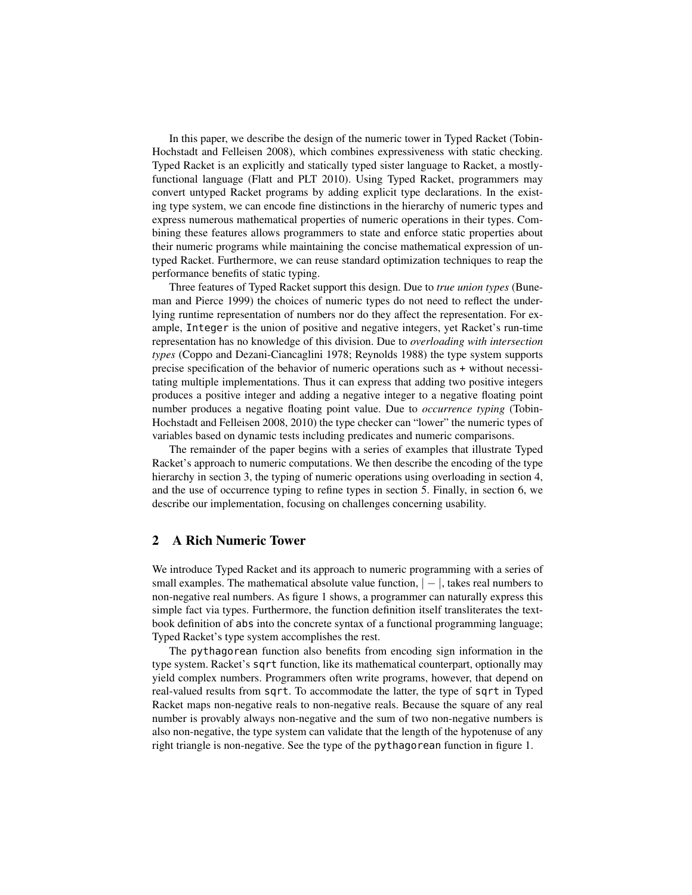In this paper, we describe the design of the numeric tower in Typed Racket (Tobin-Hochstadt and Felleisen 2008), which combines expressiveness with static checking. Typed Racket is an explicitly and statically typed sister language to Racket, a mostly-functional language (Flatt and PLT 2010). Using Typed Racket, programmers may convert untyped Racket programs by adding explicit type declarations. In the existing type system, we can encode fine distinctions in the hierarchy of numeric types and express numerous mathematical properties of numeric operations in their types. Combining these features allows programmers to state and enforce static properties about their numeric programs while maintaining the concise mathematical expression of untyped Racket. Furthermore, we can reuse standard optimization techniques to reap the performance benefits of static typing.

Three features of Typed Racket support this design. Due to *true union types* (Buneman and Pierce 1999) the choices of numeric types do not need to reflect the underlying runtime representation of numbers nor do they affect the representation. For example, `Integer` is the union of positive and negative integers, yet Racket's run-time representation has no knowledge of this division. Due to *overloading with intersection types* (Coppo and Dezani-Ciancaglini 1978; Reynolds 1988) the type system supports precise specification of the behavior of numeric operations such as `+` without necessitating multiple implementations. Thus it can express that adding two positive integers produces a positive integer and adding a negative integer to a negative floating point number produces a negative floating point value. Due to *occurrence typing* (Tobin-Hochstadt and Felleisen 2008, 2010) the type checker can "lower" the numeric types of variables based on dynamic tests including predicates and numeric comparisons.

The remainder of the paper begins with a series of examples that illustrate Typed Racket's approach to numeric computations. We then describe the encoding of the type hierarchy in section 3, the typing of numeric operations using overloading in section 4, and the use of occurrence typing to refine types in section 5. Finally, in section 6, we describe our implementation, focusing on challenges concerning usability.

## 2 A Rich Numeric Tower

We introduce Typed Racket and its approach to numeric programming with a series of small examples. The mathematical absolute value function, $|-|$, takes real numbers to non-negative real numbers. As figure 1 shows, a programmer can naturally express this simple fact via types. Furthermore, the function definition itself transliterates the textbook definition of `abs` into the concrete syntax of a functional programming language; Typed Racket's type system accomplishes the rest.

The `pythagorean` function also benefits from encoding sign information in the type system. Racket's `sqrt` function, like its mathematical counterpart, optionally may yield complex numbers. Programmers often write programs, however, that depend on real-valued results from `sqrt`. To accommodate the latter, the type of `sqrt` in Typed Racket maps non-negative reals to non-negative reals. Because the square of any real number is provably always non-negative and the sum of two non-negative numbers is also non-negative, the type system can validate that the length of the hypotenuse of any right triangle is non-negative. See the type of the `pythagorean` function in figure 1.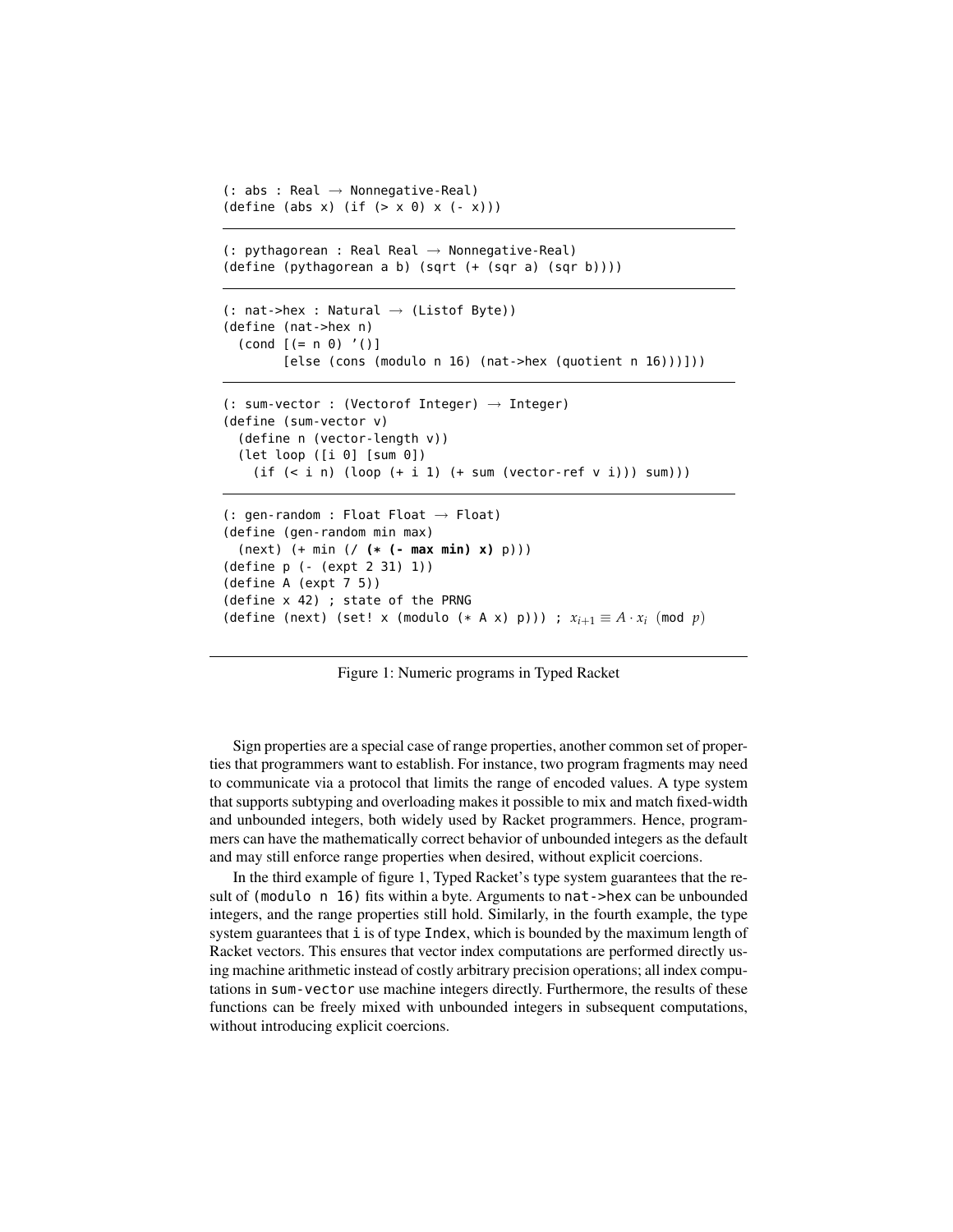```
(: abs : Real → Nonnegative-Real)
(define (abs x) (if (> x 0) x (- x)))
```

---

```
(: pythagorean : Real Real → Nonnegative-Real)
(define (pythagorean a b) (sqrt (+ (sqr a) (sqr b))))
```

---

```
(: nat->hex : Natural → (Listof Byte))
(define (nat->hex n)
  (cond [(= n 0) '()]
        [else (cons (modulo n 16) (nat->hex (quotient n 16)))]))
```

---

```
(: sum-vector : (Vectorof Integer) → Integer)
(define (sum-vector v)
  (define n (vector-length v))
  (let loop ([i 0] [sum 0])
    (if (< i n) (loop (+ i 1) (+ sum (vector-ref v i))) sum)))
```

---

```
(: gen-random : Float Float → Float)
(define (gen-random min max)
  (next) (+ min (/ (* (- max min) x) p)))
(define p (- (expt 2 31) 1))
(define A (expt 7 5))
(define x 42) ; state of the PRNG
(define (next) (set! x (modulo (* A x) p))) ; x_{i+1} ≡ A · x_i (mod p)
```

Figure 1: Numeric programs in Typed Racket

Sign properties are a special case of range properties, another common set of properties that programmers want to establish. For instance, two program fragments may need to communicate via a protocol that limits the range of encoded values. A type system that supports subtyping and overloading makes it possible to mix and match fixed-width and unbounded integers, both widely used by Racket programmers. Hence, programmers can have the mathematically correct behavior of unbounded integers as the default and may still enforce range properties when desired, without explicit coercions.

In the third example of figure 1, Typed Racket's type system guarantees that the result of `(modulo n 16)` fits within a byte. Arguments to `nat->hex` can be unbounded integers, and the range properties still hold. Similarly, in the fourth example, the type system guarantees that `i` is of type `Index`, which is bounded by the maximum length of Racket vectors. This ensures that vector index computations are performed directly using machine arithmetic instead of costly arbitrary precision operations; all index computations in `sum-vector` use machine integers directly. Furthermore, the results of these functions can be freely mixed with unbounded integers in subsequent computations, without introducing explicit coercions.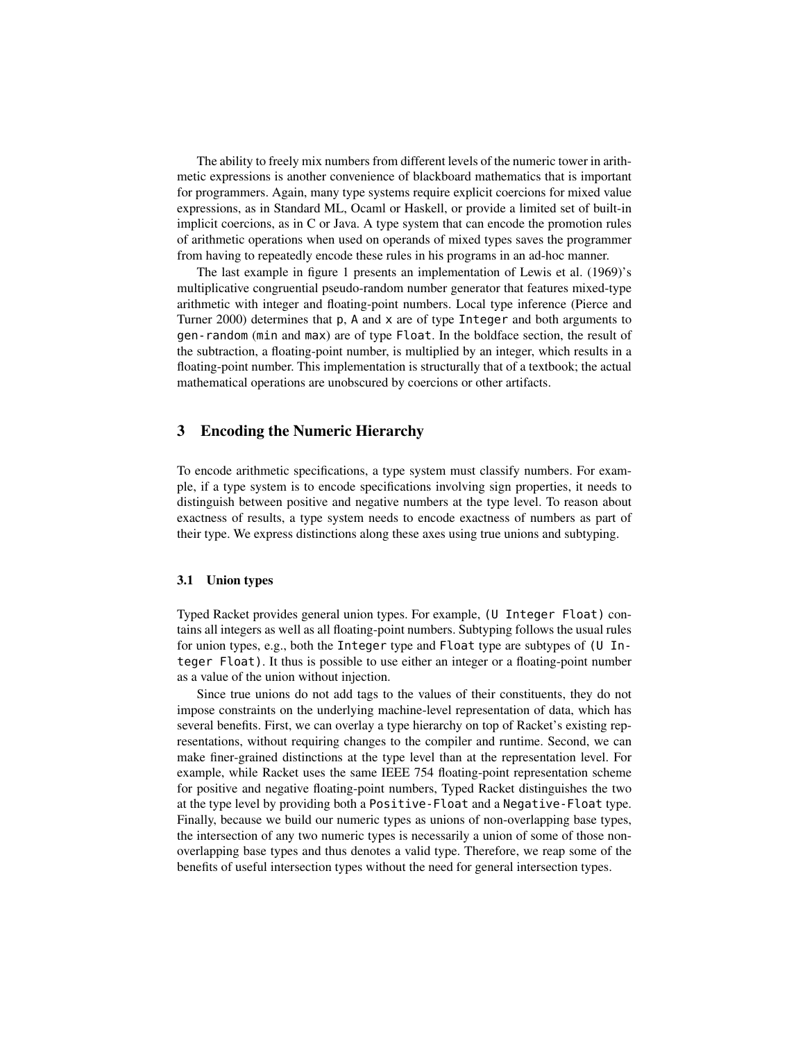The ability to freely mix numbers from different levels of the numeric tower in arithmetic expressions is another convenience of blackboard mathematics that is important for programmers. Again, many type systems require explicit coercions for mixed value expressions, as in Standard ML, Ocaml or Haskell, or provide a limited set of built-in implicit coercions, as in C or Java. A type system that can encode the promotion rules of arithmetic operations when used on operands of mixed types saves the programmer from having to repeatedly encode these rules in his programs in an ad-hoc manner.

The last example in figure 1 presents an implementation of Lewis et al. (1969)'s multiplicative congruential pseudo-random number generator that features mixed-type arithmetic with integer and floating-point numbers. Local type inference (Pierce and Turner 2000) determines that `p`, `A` and `x` are of type `Integer` and both arguments to `gen-random` (`min` and `max`) are of type `Float`. In the boldface section, the result of the subtraction, a floating-point number, is multiplied by an integer, which results in a floating-point number. This implementation is structurally that of a textbook; the actual mathematical operations are unobscured by coercions or other artifacts.

## 3 Encoding the Numeric Hierarchy

To encode arithmetic specifications, a type system must classify numbers. For example, if a type system is to encode specifications involving sign properties, it needs to distinguish between positive and negative numbers at the type level. To reason about exactness of results, a type system needs to encode exactness of numbers as part of their type. We express distinctions along these axes using true unions and subtyping.

### 3.1 Union types

Typed Racket provides general union types. For example, `(U Integer Float)` contains all integers as well as all floating-point numbers. Subtyping follows the usual rules for union types, e.g., both the `Integer` type and `Float` type are subtypes of `(U Integer Float)`. It thus is possible to use either an integer or a floating-point number as a value of the union without injection.

Since true unions do not add tags to the values of their constituents, they do not impose constraints on the underlying machine-level representation of data, which has several benefits. First, we can overlay a type hierarchy on top of Racket's existing representations, without requiring changes to the compiler and runtime. Second, we can make finer-grained distinctions at the type level than at the representation level. For example, while Racket uses the same IEEE 754 floating-point representation scheme for positive and negative floating-point numbers, Typed Racket distinguishes the two at the type level by providing both a `Positive-Float` and a `Negative-Float` type. Finally, because we build our numeric types as unions of non-overlapping base types, the intersection of any two numeric types is necessarily a union of some of those non-overlapping base types and thus denotes a valid type. Therefore, we reap some of the benefits of useful intersection types without the need for general intersection types.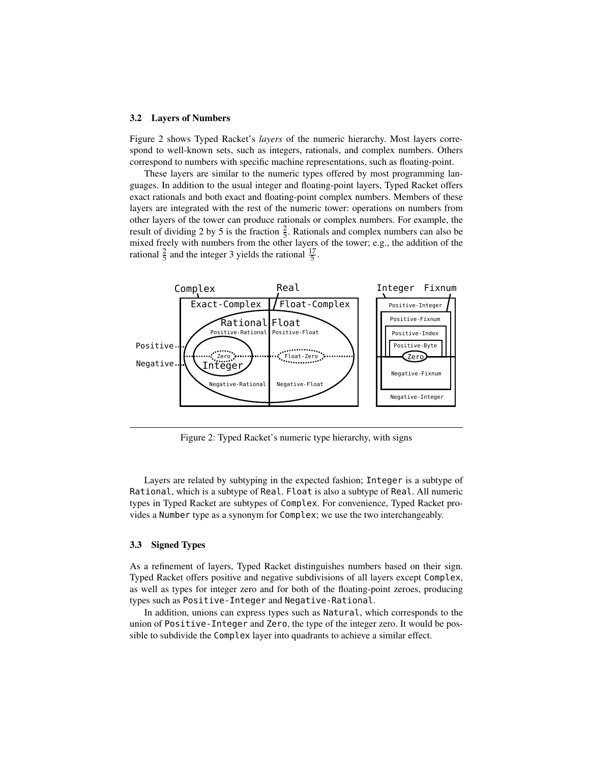### 3.2 Layers of Numbers

Figure 2 shows Typed Racket's *layers* of the numeric hierarchy. Most layers correspond to well-known sets, such as integers, rationals, and complex numbers. Others correspond to numbers with specific machine representations, such as floating-point.

These layers are similar to the numeric types offered by most programming languages. In addition to the usual integer and floating-point layers, Typed Racket offers exact rationals and both exact and floating-point complex numbers. Members of these layers are integrated with the rest of the numeric tower: operations on numbers from other layers of the tower can produce rationals or complex numbers. For example, the result of dividing 2 by 5 is the fraction $\frac{2}{5}$. Rationals and complex numbers can also be mixed freely with numbers from the other layers of the tower; e.g., the addition of the rational $\frac{2}{5}$ and the integer 3 yields the rational $\frac{17}{5}$.

Figure 2: Typed Racket's numeric type hierarchy, with signs

Layers are related by subtyping in the expected fashion; `Integer` is a subtype of `Rational`, which is a subtype of `Real`. `Float` is also a subtype of `Real`. All numeric types in Typed Racket are subtypes of `Complex`. For convenience, Typed Racket provides a `Number` type as a synonym for `Complex`; we use the two interchangeably.

### 3.3 Signed Types

As a refinement of layers, Typed Racket distinguishes numbers based on their sign. Typed Racket offers positive and negative subdivisions of all layers except `Complex`, as well as types for integer zero and for both of the floating-point zeroes, producing types such as `Positive-Integer` and `Negative-Rational`.

In addition, unions can express types such as `Natural`, which corresponds to the union of `Positive-Integer` and `Zero`, the type of the integer zero. It would be possible to subdivide the `Complex` layer into quadrants to achieve a similar effect.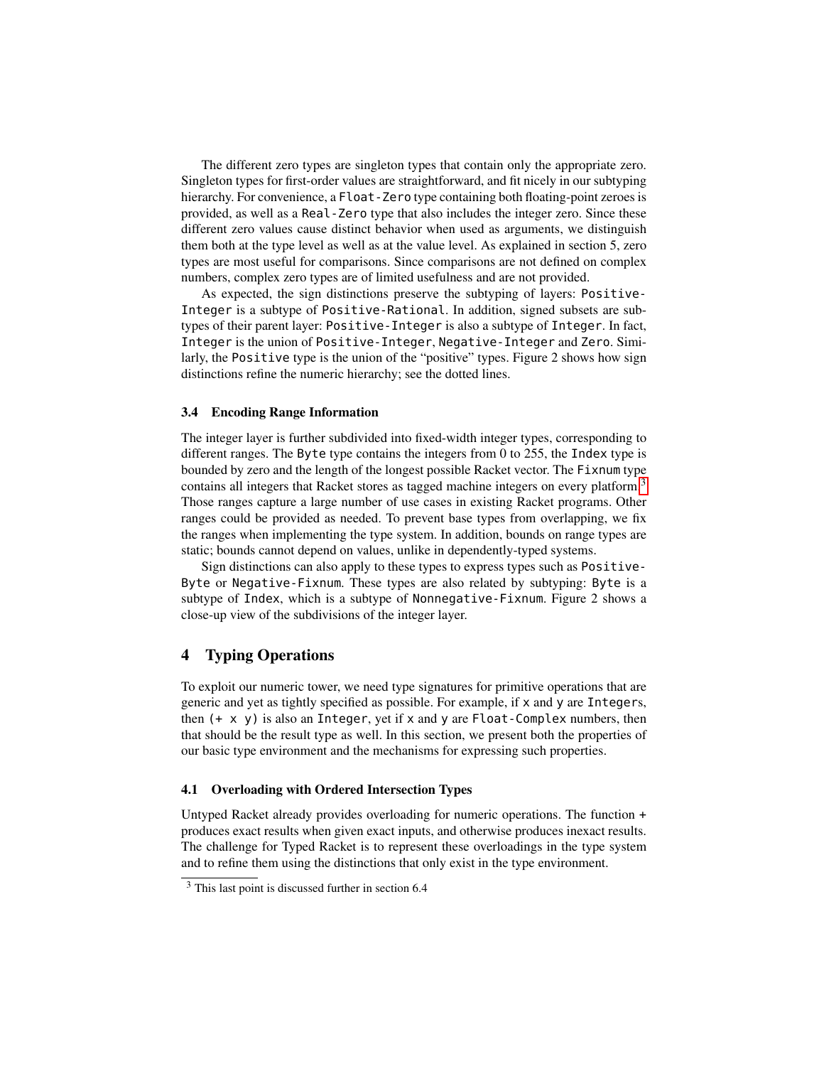The different zero types are singleton types that contain only the appropriate zero. Singleton types for first-order values are straightforward, and fit nicely in our subtyping hierarchy. For convenience, a `Float-Zero` type containing both floating-point zeroes is provided, as well as a `Real-Zero` type that also includes the integer zero. Since these different zero values cause distinct behavior when used as arguments, we distinguish them both at the type level as well as at the value level. As explained in section 5, zero types are most useful for comparisons. Since comparisons are not defined on complex numbers, complex zero types are of limited usefulness and are not provided.

As expected, the sign distinctions preserve the subtyping of layers: `Positive-Integer` is a subtype of `Positive-Rational`. In addition, signed subsets are subtypes of their parent layer: `Positive-Integer` is also a subtype of `Integer`. In fact, `Integer` is the union of `Positive-Integer`, `Negative-Integer` and `Zero`. Similarly, the `Positive` type is the union of the "positive" types. Figure 2 shows how sign distinctions refine the numeric hierarchy; see the dotted lines.

### 3.4 Encoding Range Information

The integer layer is further subdivided into fixed-width integer types, corresponding to different ranges. The `Byte` type contains the integers from 0 to 255, the `Index` type is bounded by zero and the length of the longest possible Racket vector. The `Fixnum` type contains all integers that Racket stores as tagged machine integers on every platform.[3] Those ranges capture a large number of use cases in existing Racket programs. Other ranges could be provided as needed. To prevent base types from overlapping, we fix the ranges when implementing the type system. In addition, bounds on range types are static; bounds cannot depend on values, unlike in dependently-typed systems.

Sign distinctions can also apply to these types to express types such as `Positive-Byte` or `Negative-Fixnum`. These types are also related by subtyping: `Byte` is a subtype of `Index`, which is a subtype of `Nonnegative-Fixnum`. Figure 2 shows a close-up view of the subdivisions of the integer layer.

## 4 Typing Operations

To exploit our numeric tower, we need type signatures for primitive operations that are generic and yet as tightly specified as possible. For example, if `x` and `y` are `Integer`s, then `(+ x y)` is also an `Integer`, yet if `x` and `y` are `Float-Complex` numbers, then that should be the result type as well. In this section, we present both the properties of our basic type environment and the mechanisms for expressing such properties.

### 4.1 Overloading with Ordered Intersection Types

Untyped Racket already provides overloading for numeric operations. The function `+` produces exact results when given exact inputs, and otherwise produces inexact results. The challenge for Typed Racket is to represent these overloadings in the type system and to refine them using the distinctions that only exist in the type environment.

[3] This last point is discussed further in section 6.4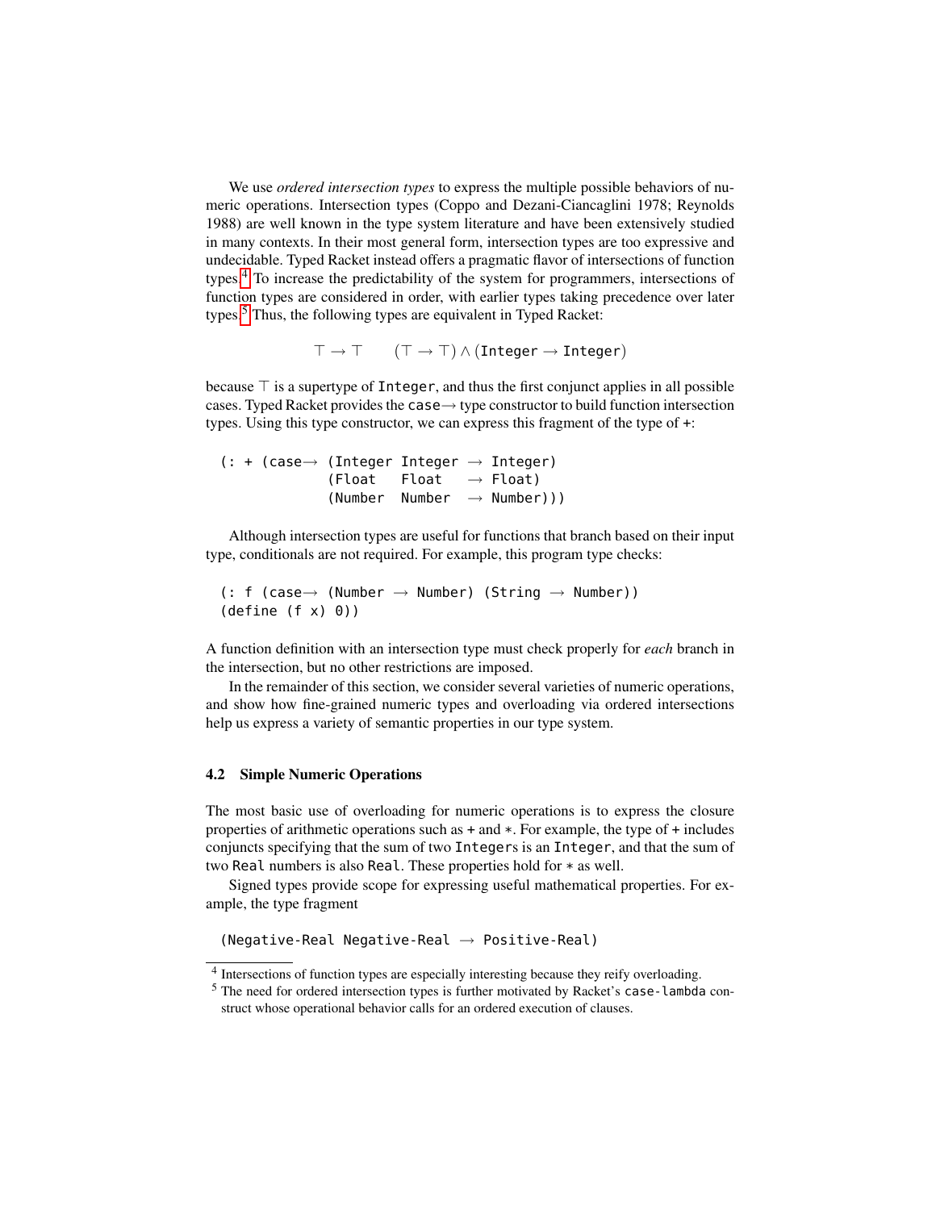We use *ordered intersection types* to express the multiple possible behaviors of numeric operations. Intersection types (Coppo and Dezani-Ciancaglini 1978; Reynolds 1988) are well known in the type system literature and have been extensively studied in many contexts. In their most general form, intersection types are too expressive and undecidable. Typed Racket instead offers a pragmatic flavor of intersections of function types.[4] To increase the predictability of the system for programmers, intersections of function types are considered in order, with earlier types taking precedence over later types.[5] Thus, the following types are equivalent in Typed Racket:

$$\top \to \top \qquad (\top \to \top) \wedge (\texttt{Integer} \to \texttt{Integer})$$

because $\top$ is a supertype of `Integer`, and thus the first conjunct applies in all possible cases. Typed Racket provides the `case→` type constructor to build function intersection types. Using this type constructor, we can express this fragment of the type of `+`:

```
(: + (case→ (Integer Integer  → Integer)
            (Float   Float    → Float)
            (Number  Number   → Number)))
```

Although intersection types are useful for functions that branch based on their input type, conditionals are not required. For example, this program type checks:

```
(: f (case→ (Number → Number) (String → Number))
(define (f x) 0))
```

A function definition with an intersection type must check properly for *each* branch in the intersection, but no other restrictions are imposed.

In the remainder of this section, we consider several varieties of numeric operations, and show how fine-grained numeric types and overloading via ordered intersections help us express a variety of semantic properties in our type system.

### 4.2 Simple Numeric Operations

The most basic use of overloading for numeric operations is to express the closure properties of arithmetic operations such as `+` and `*`. For example, the type of `+` includes conjuncts specifying that the sum of two `Integer`s is an `Integer`, and that the sum of two `Real` numbers is also `Real`. These properties hold for `*` as well.

Signed types provide scope for expressing useful mathematical properties. For example, the type fragment

```
(Negative-Real Negative-Real → Positive-Real)
```

[4] Intersections of function types are especially interesting because they reify overloading.

[5] The need for ordered intersection types is further motivated by Racket's `case-lambda` construct whose operational behavior calls for an ordered execution of clauses.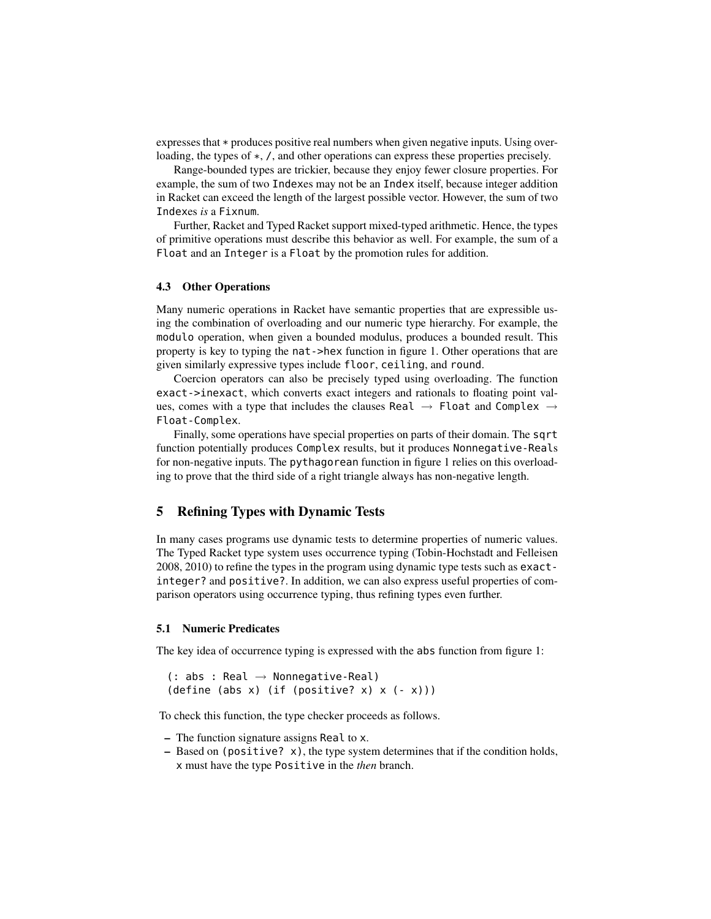expresses that * produces positive real numbers when given negative inputs. Using overloading, the types of *, /, and other operations can express these properties precisely.

Range-bounded types are trickier, because they enjoy fewer closure properties. For example, the sum of two `Index`es may not be an `Index` itself, because integer addition in Racket can exceed the length of the largest possible vector. However, the sum of two `Index`es *is* a `Fixnum`.

Further, Racket and Typed Racket support mixed-typed arithmetic. Hence, the types of primitive operations must describe this behavior as well. For example, the sum of a `Float` and an `Integer` is a `Float` by the promotion rules for addition.

### 4.3 Other Operations

Many numeric operations in Racket have semantic properties that are expressible using the combination of overloading and our numeric type hierarchy. For example, the `modulo` operation, when given a bounded modulus, produces a bounded result. This property is key to typing the `nat->hex` function in figure 1. Other operations that are given similarly expressive types include `floor`, `ceiling`, and `round`.

Coercion operators can also be precisely typed using overloading. The function `exact->inexact`, which converts exact integers and rationals to floating point values, comes with a type that includes the clauses `Real → Float` and `Complex → Float-Complex`.

Finally, some operations have special properties on parts of their domain. The `sqrt` function potentially produces `Complex` results, but it produces `Nonnegative-Real`s for non-negative inputs. The `pythagorean` function in figure 1 relies on this overloading to prove that the third side of a right triangle always has non-negative length.

## 5 Refining Types with Dynamic Tests

In many cases programs use dynamic tests to determine properties of numeric values. The Typed Racket type system uses occurrence typing (Tobin-Hochstadt and Felleisen 2008, 2010) to refine the types in the program using dynamic type tests such as `exact-integer?` and `positive?`. In addition, we can also express useful properties of comparison operators using occurrence typing, thus refining types even further.

### 5.1 Numeric Predicates

The key idea of occurrence typing is expressed with the `abs` function from figure 1:

```
(: abs : Real → Nonnegative-Real)
(define (abs x) (if (positive? x) x (- x)))
```

To check this function, the type checker proceeds as follows.

- The function signature assigns `Real` to `x`.
- Based on `(positive? x)`, the type system determines that if the condition holds, `x` must have the type `Positive` in the *then* branch.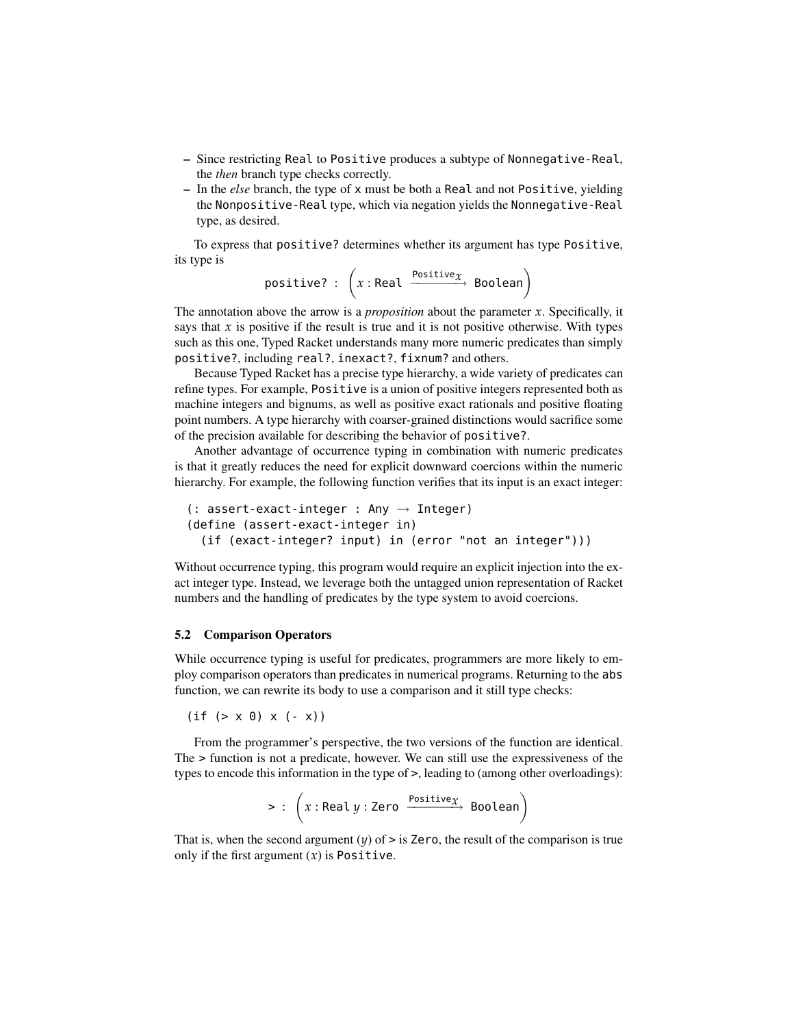– Since restricting Real to Positive produces a subtype of Nonnegative-Real, the *then* branch type checks correctly.
– In the *else* branch, the type of x must be both a Real and not Positive, yielding the Nonpositive-Real type, which via negation yields the Nonnegative-Real type, as desired.

To express that positive? determines whether its argument has type Positive, its type is

$$\texttt{positive?} : \left( x : \texttt{Real} \xrightarrow{\texttt{Positive}_x} \texttt{Boolean} \right)$$

The annotation above the arrow is a *proposition* about the parameter $x$. Specifically, it says that $x$ is positive if the result is true and it is not positive otherwise. With types such as this one, Typed Racket understands many more numeric predicates than simply positive?, including real?, inexact?, fixnum? and others.

Because Typed Racket has a precise type hierarchy, a wide variety of predicates can refine types. For example, Positive is a union of positive integers represented both as machine integers and bignums, as well as positive exact rationals and positive floating point numbers. A type hierarchy with coarser-grained distinctions would sacrifice some of the precision available for describing the behavior of positive?.

Another advantage of occurrence typing in combination with numeric predicates is that it greatly reduces the need for explicit downward coercions within the numeric hierarchy. For example, the following function verifies that its input is an exact integer:

```
(: assert-exact-integer : Any → Integer)
(define (assert-exact-integer in)
  (if (exact-integer? input) in (error "not an integer")))
```

Without occurrence typing, this program would require an explicit injection into the exact integer type. Instead, we leverage both the untagged union representation of Racket numbers and the handling of predicates by the type system to avoid coercions.

### 5.2 Comparison Operators

While occurrence typing is useful for predicates, programmers are more likely to employ comparison operators than predicates in numerical programs. Returning to the abs function, we can rewrite its body to use a comparison and it still type checks:

```
(if (> x 0) x (- x))
```

From the programmer's perspective, the two versions of the function are identical. The > function is not a predicate, however. We can still use the expressiveness of the types to encode this information in the type of >, leading to (among other overloadings):

$$> : \left( x : \texttt{Real}\ y : \texttt{Zero} \xrightarrow{\texttt{Positive}_x} \texttt{Boolean} \right)$$

That is, when the second argument ($y$) of > is Zero, the result of the comparison is true only if the first argument ($x$) is Positive.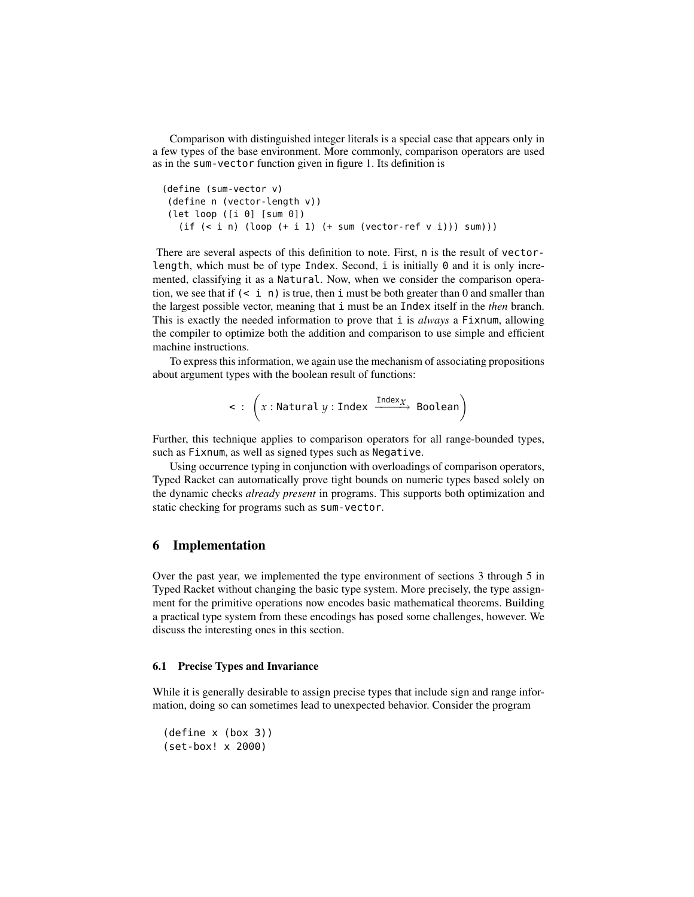Comparison with distinguished integer literals is a special case that appears only in a few types of the base environment. More commonly, comparison operators are used as in the `sum-vector` function given in figure 1. Its definition is

```
(define (sum-vector v)
 (define n (vector-length v))
 (let loop ([i 0] [sum 0])
   (if (< i n) (loop (+ i 1) (+ sum (vector-ref v i))) sum)))
```

There are several aspects of this definition to note. First, `n` is the result of `vector-length`, which must be of type `Index`. Second, `i` is initially `0` and it is only incremented, classifying it as a `Natural`. Now, when we consider the comparison operation, we see that if `(< i n)` is true, then `i` must be both greater than 0 and smaller than the largest possible vector, meaning that `i` must be an `Index` itself in the *then* branch. This is exactly the needed information to prove that `i` is *always* a `Fixnum`, allowing the compiler to optimize both the addition and comparison to use simple and efficient machine instructions.

To express this information, we again use the mechanism of associating propositions about argument types with the boolean result of functions:

$$< \; : \; \left( x : \texttt{Natural} \; y : \texttt{Index} \xrightarrow{\texttt{Index}_x} \texttt{Boolean} \right)$$

Further, this technique applies to comparison operators for all range-bounded types, such as `Fixnum`, as well as signed types such as `Negative`.

Using occurrence typing in conjunction with overloadings of comparison operators, Typed Racket can automatically prove tight bounds on numeric types based solely on the dynamic checks *already present* in programs. This supports both optimization and static checking for programs such as `sum-vector`.

## 6 Implementation

Over the past year, we implemented the type environment of sections 3 through 5 in Typed Racket without changing the basic type system. More precisely, the type assignment for the primitive operations now encodes basic mathematical theorems. Building a practical type system from these encodings has posed some challenges, however. We discuss the interesting ones in this section.

### 6.1 Precise Types and Invariance

While it is generally desirable to assign precise types that include sign and range information, doing so can sometimes lead to unexpected behavior. Consider the program

```
(define x (box 3))
(set-box! x 2000)
```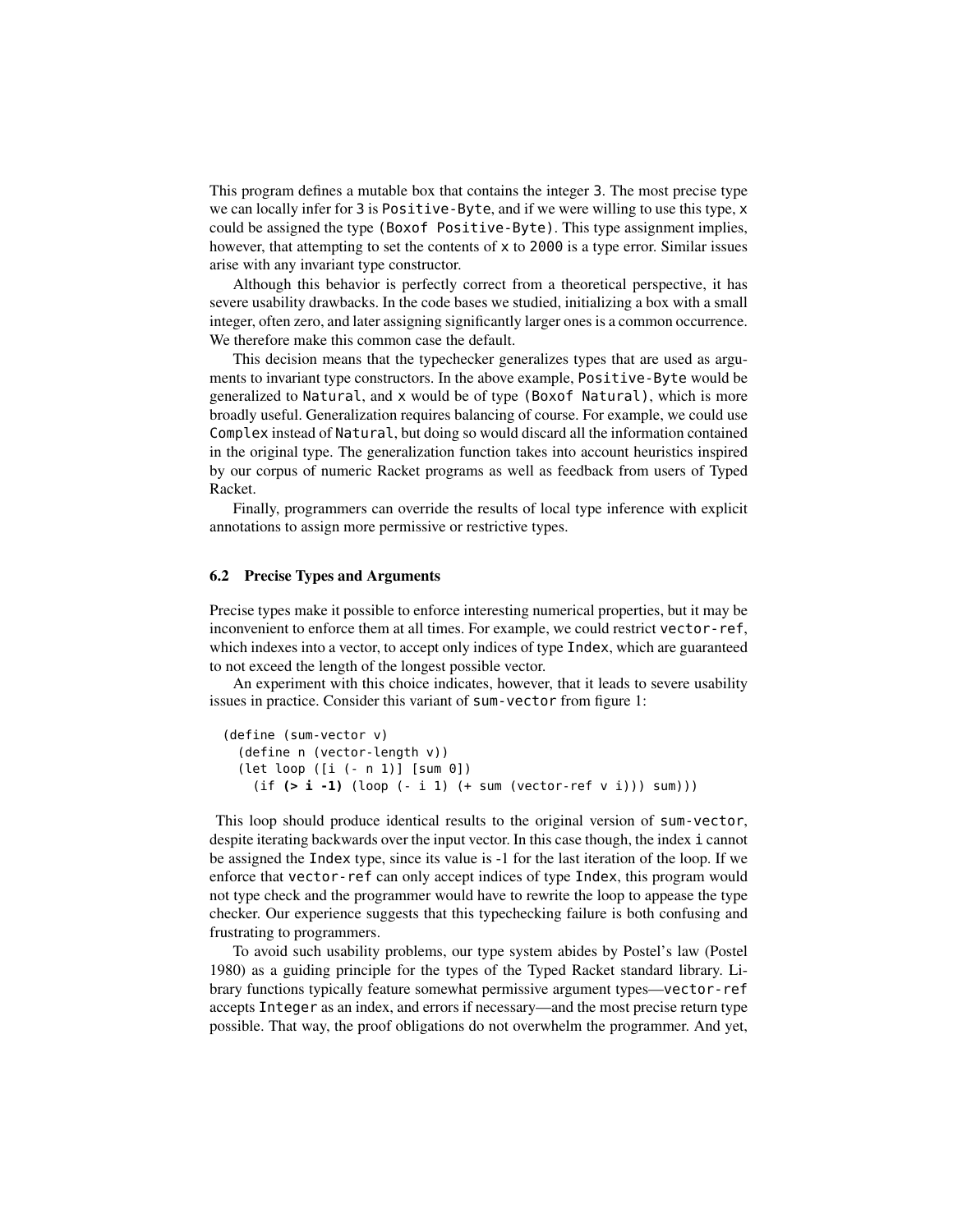This program defines a mutable box that contains the integer 3. The most precise type we can locally infer for 3 is Positive-Byte, and if we were willing to use this type, x could be assigned the type (Boxof Positive-Byte). This type assignment implies, however, that attempting to set the contents of x to 2000 is a type error. Similar issues arise with any invariant type constructor.

Although this behavior is perfectly correct from a theoretical perspective, it has severe usability drawbacks. In the code bases we studied, initializing a box with a small integer, often zero, and later assigning significantly larger ones is a common occurrence. We therefore make this common case the default.

This decision means that the typechecker generalizes types that are used as arguments to invariant type constructors. In the above example, Positive-Byte would be generalized to Natural, and x would be of type (Boxof Natural), which is more broadly useful. Generalization requires balancing of course. For example, we could use Complex instead of Natural, but doing so would discard all the information contained in the original type. The generalization function takes into account heuristics inspired by our corpus of numeric Racket programs as well as feedback from users of Typed Racket.

Finally, programmers can override the results of local type inference with explicit annotations to assign more permissive or restrictive types.

### 6.2 Precise Types and Arguments

Precise types make it possible to enforce interesting numerical properties, but it may be inconvenient to enforce them at all times. For example, we could restrict vector-ref, which indexes into a vector, to accept only indices of type Index, which are guaranteed to not exceed the length of the longest possible vector.

An experiment with this choice indicates, however, that it leads to severe usability issues in practice. Consider this variant of sum-vector from figure 1:

```
(define (sum-vector v)
  (define n (vector-length v))
  (let loop ([i (- n 1)] [sum 0])
    (if (> i -1) (loop (- i 1) (+ sum (vector-ref v i))) sum)))
```

This loop should produce identical results to the original version of sum-vector, despite iterating backwards over the input vector. In this case though, the index i cannot be assigned the Index type, since its value is -1 for the last iteration of the loop. If we enforce that vector-ref can only accept indices of type Index, this program would not type check and the programmer would have to rewrite the loop to appease the type checker. Our experience suggests that this typechecking failure is both confusing and frustrating to programmers.

To avoid such usability problems, our type system abides by Postel's law (Postel 1980) as a guiding principle for the types of the Typed Racket standard library. Library functions typically feature somewhat permissive argument types—vector-ref accepts Integer as an index, and errors if necessary—and the most precise return type possible. That way, the proof obligations do not overwhelm the programmer. And yet,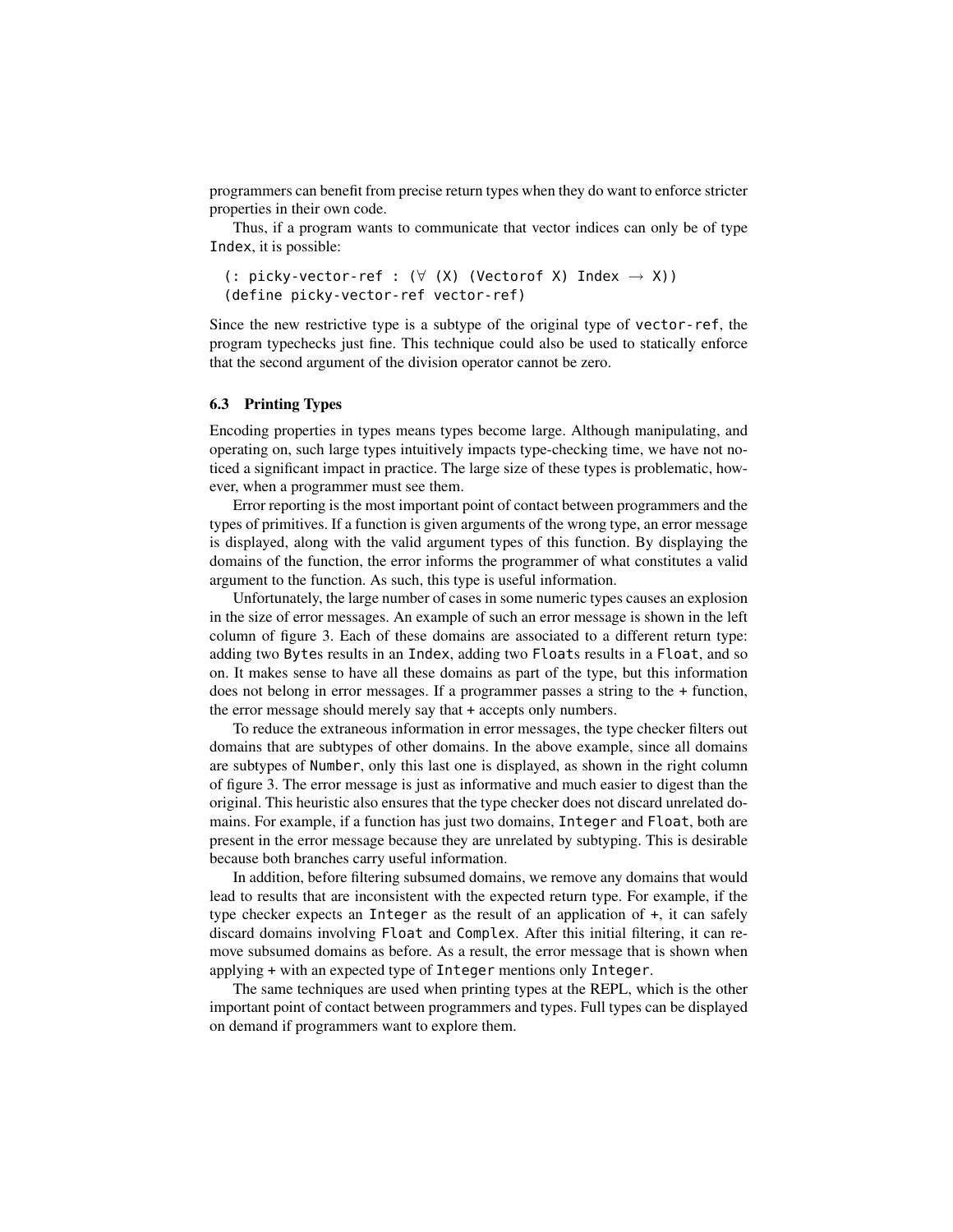programmers can benefit from precise return types when they do want to enforce stricter properties in their own code.

Thus, if a program wants to communicate that vector indices can only be of type Index, it is possible:

```
(: picky-vector-ref : (∀ (X) (Vectorof X) Index → X))
(define picky-vector-ref vector-ref)
```

Since the new restrictive type is a subtype of the original type of vector-ref, the program typechecks just fine. This technique could also be used to statically enforce that the second argument of the division operator cannot be zero.

### 6.3 Printing Types

Encoding properties in types means types become large. Although manipulating, and operating on, such large types intuitively impacts type-checking time, we have not noticed a significant impact in practice. The large size of these types is problematic, however, when a programmer must see them.

Error reporting is the most important point of contact between programmers and the types of primitives. If a function is given arguments of the wrong type, an error message is displayed, along with the valid argument types of this function. By displaying the domains of the function, the error informs the programmer of what constitutes a valid argument to the function. As such, this type is useful information.

Unfortunately, the large number of cases in some numeric types causes an explosion in the size of error messages. An example of such an error message is shown in the left column of figure 3. Each of these domains are associated to a different return type: adding two Bytes results in an Index, adding two Floats results in a Float, and so on. It makes sense to have all these domains as part of the type, but this information does not belong in error messages. If a programmer passes a string to the + function, the error message should merely say that + accepts only numbers.

To reduce the extraneous information in error messages, the type checker filters out domains that are subtypes of other domains. In the above example, since all domains are subtypes of Number, only this last one is displayed, as shown in the right column of figure 3. The error message is just as informative and much easier to digest than the original. This heuristic also ensures that the type checker does not discard unrelated domains. For example, if a function has just two domains, Integer and Float, both are present in the error message because they are unrelated by subtyping. This is desirable because both branches carry useful information.

In addition, before filtering subsumed domains, we remove any domains that would lead to results that are inconsistent with the expected return type. For example, if the type checker expects an Integer as the result of an application of +, it can safely discard domains involving Float and Complex. After this initial filtering, it can remove subsumed domains as before. As a result, the error message that is shown when applying + with an expected type of Integer mentions only Integer.

The same techniques are used when printing types at the REPL, which is the other important point of contact between programmers and types. Full types can be displayed on demand if programmers want to explore them.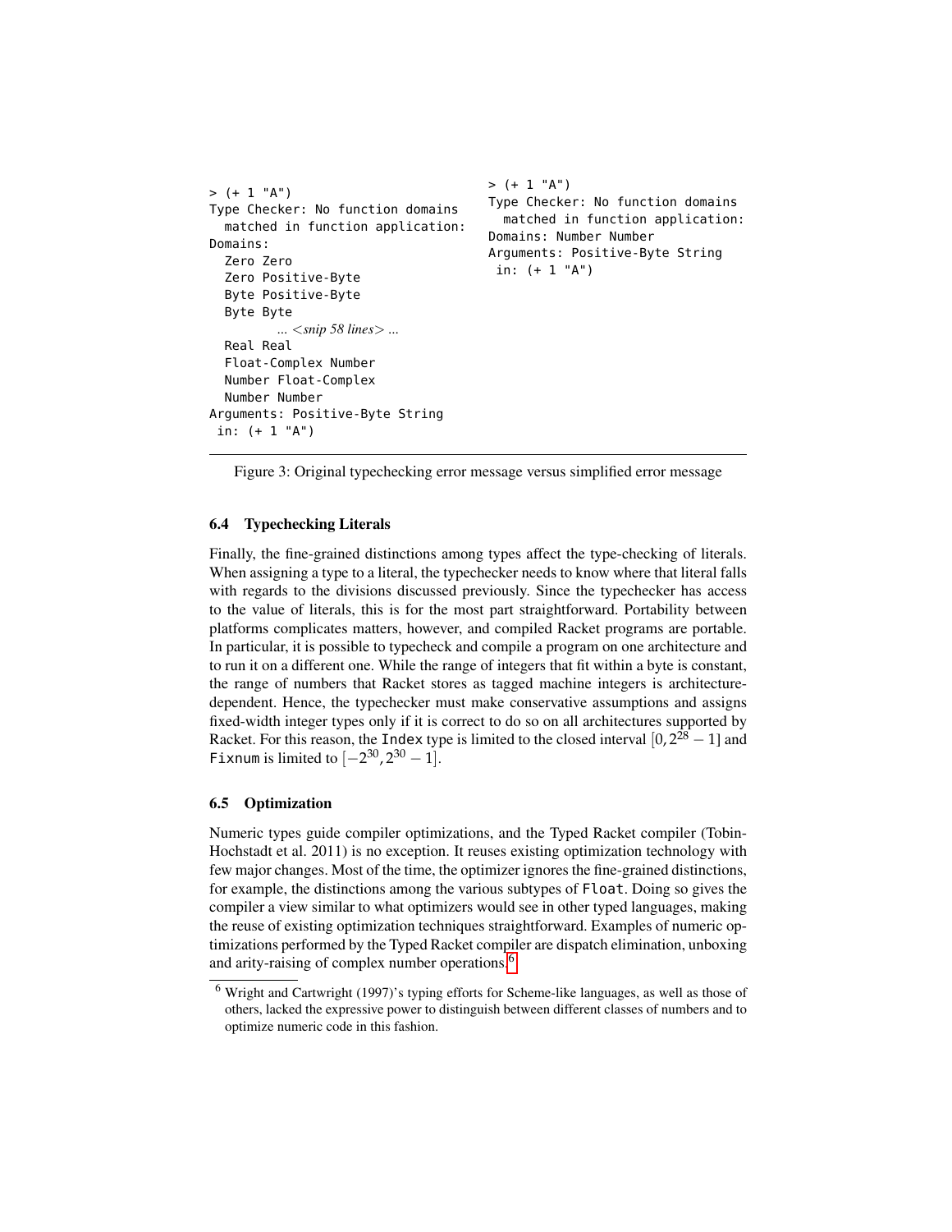```
> (+ 1 "A")
Type Checker: No function domains
  matched in function application:
Domains:
  Zero Zero
  Zero Positive-Byte
  Byte Positive-Byte
  Byte Byte
          ... <snip 58 lines> ...
  Real Real
  Float-Complex Number
  Number Float-Complex
  Number Number
Arguments: Positive-Byte String
 in: (+ 1 "A")
```

```
> (+ 1 "A")
Type Checker: No function domains
  matched in function application:
Domains: Number Number
Arguments: Positive-Byte String
 in: (+ 1 "A")
```

Figure 3: Original typechecking error message versus simplified error message

### 6.4 Typechecking Literals

Finally, the fine-grained distinctions among types affect the type-checking of literals. When assigning a type to a literal, the typechecker needs to know where that literal falls with regards to the divisions discussed previously. Since the typechecker has access to the value of literals, this is for the most part straightforward. Portability between platforms complicates matters, however, and compiled Racket programs are portable. In particular, it is possible to typecheck and compile a program on one architecture and to run it on a different one. While the range of integers that fit within a byte is constant, the range of numbers that Racket stores as tagged machine integers is architecture-dependent. Hence, the typechecker must make conservative assumptions and assigns fixed-width integer types only if it is correct to do so on all architectures supported by Racket. For this reason, the `Index` type is limited to the closed interval $[0, 2^{28} - 1]$ and `Fixnum` is limited to $[-2^{30}, 2^{30} - 1]$.

### 6.5 Optimization

Numeric types guide compiler optimizations, and the Typed Racket compiler (Tobin-Hochstadt et al. 2011) is no exception. It reuses existing optimization technology with few major changes. Most of the time, the optimizer ignores the fine-grained distinctions, for example, the distinctions among the various subtypes of `Float`. Doing so gives the compiler a view similar to what optimizers would see in other typed languages, making the reuse of existing optimization techniques straightforward. Examples of numeric optimizations performed by the Typed Racket compiler are dispatch elimination, unboxing and arity-raising of complex number operations.[6]

[6] Wright and Cartwright (1997)'s typing efforts for Scheme-like languages, as well as those of others, lacked the expressive power to distinguish between different classes of numbers and to optimize numeric code in this fashion.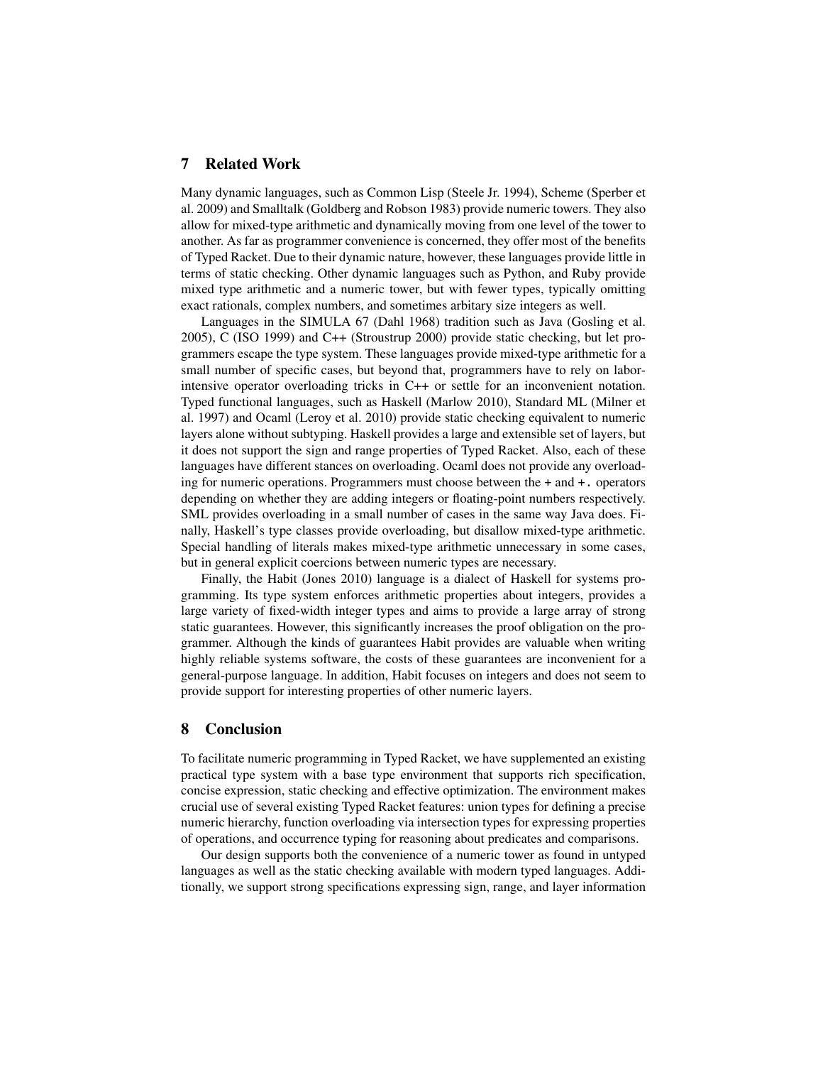## 7 Related Work

Many dynamic languages, such as Common Lisp (Steele Jr. 1994), Scheme (Sperber et al. 2009) and Smalltalk (Goldberg and Robson 1983) provide numeric towers. They also allow for mixed-type arithmetic and dynamically moving from one level of the tower to another. As far as programmer convenience is concerned, they offer most of the benefits of Typed Racket. Due to their dynamic nature, however, these languages provide little in terms of static checking. Other dynamic languages such as Python, and Ruby provide mixed type arithmetic and a numeric tower, but with fewer types, typically omitting exact rationals, complex numbers, and sometimes arbitary size integers as well.

Languages in the SIMULA 67 (Dahl 1968) tradition such as Java (Gosling et al. 2005), C (ISO 1999) and C++ (Stroustrup 2000) provide static checking, but let programmers escape the type system. These languages provide mixed-type arithmetic for a small number of specific cases, but beyond that, programmers have to rely on labor-intensive operator overloading tricks in C++ or settle for an inconvenient notation. Typed functional languages, such as Haskell (Marlow 2010), Standard ML (Milner et al. 1997) and Ocaml (Leroy et al. 2010) provide static checking equivalent to numeric layers alone without subtyping. Haskell provides a large and extensible set of layers, but it does not support the sign and range properties of Typed Racket. Also, each of these languages have different stances on overloading. Ocaml does not provide any overloading for numeric operations. Programmers must choose between the `+` and `+.` operators depending on whether they are adding integers or floating-point numbers respectively. SML provides overloading in a small number of cases in the same way Java does. Finally, Haskell's type classes provide overloading, but disallow mixed-type arithmetic. Special handling of literals makes mixed-type arithmetic unnecessary in some cases, but in general explicit coercions between numeric types are necessary.

Finally, the Habit (Jones 2010) language is a dialect of Haskell for systems programming. Its type system enforces arithmetic properties about integers, provides a large variety of fixed-width integer types and aims to provide a large array of strong static guarantees. However, this significantly increases the proof obligation on the programmer. Although the kinds of guarantees Habit provides are valuable when writing highly reliable systems software, the costs of these guarantees are inconvenient for a general-purpose language. In addition, Habit focuses on integers and does not seem to provide support for interesting properties of other numeric layers.

## 8 Conclusion

To facilitate numeric programming in Typed Racket, we have supplemented an existing practical type system with a base type environment that supports rich specification, concise expression, static checking and effective optimization. The environment makes crucial use of several existing Typed Racket features: union types for defining a precise numeric hierarchy, function overloading via intersection types for expressing properties of operations, and occurrence typing for reasoning about predicates and comparisons.

Our design supports both the convenience of a numeric tower as found in untyped languages as well as the static checking available with modern typed languages. Additionally, we support strong specifications expressing sign, range, and layer information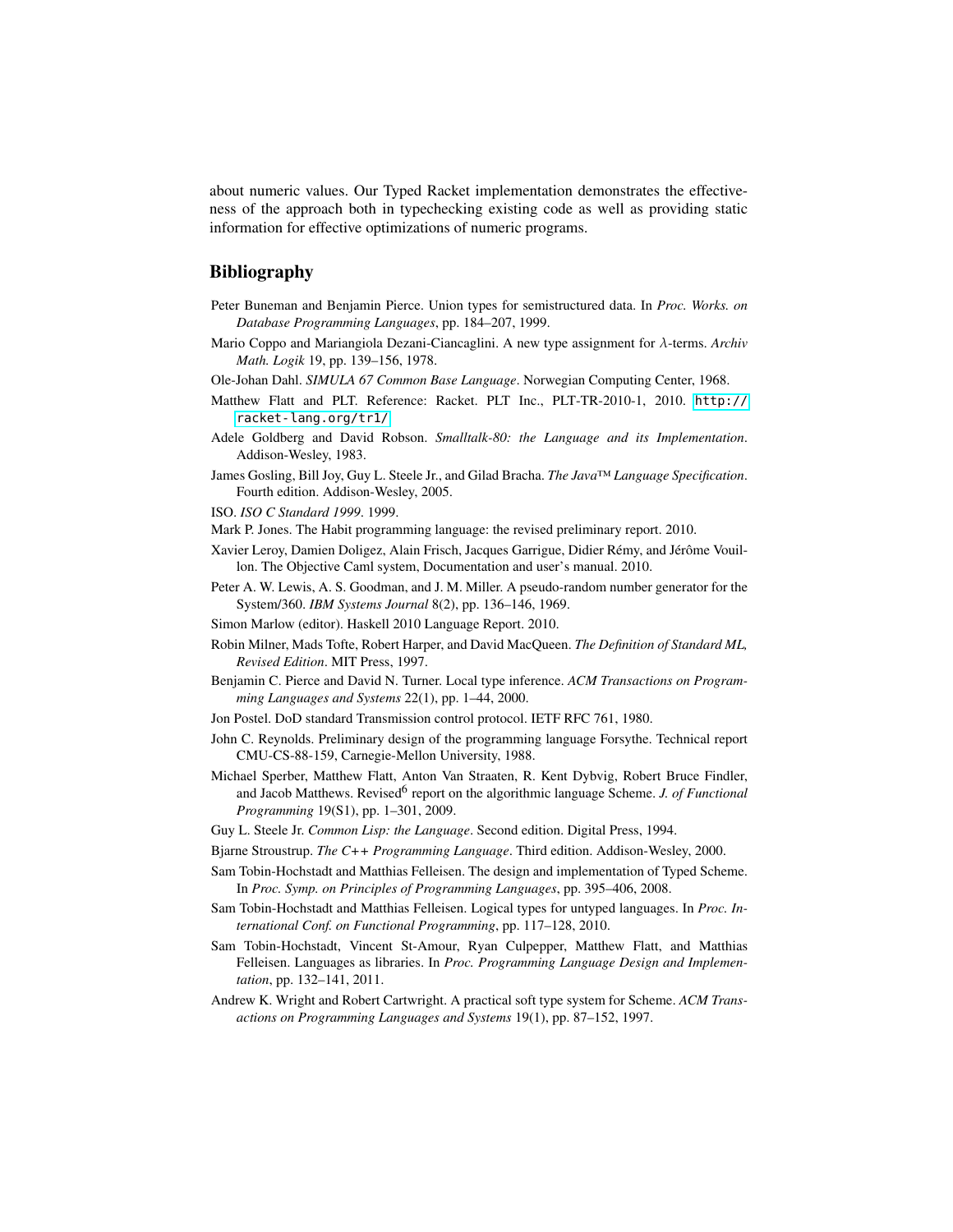about numeric values. Our Typed Racket implementation demonstrates the effectiveness of the approach both in typechecking existing code as well as providing static information for effective optimizations of numeric programs.

## Bibliography

Peter Buneman and Benjamin Pierce. Union types for semistructured data. In *Proc. Works. on Database Programming Languages*, pp. 184–207, 1999.

Mario Coppo and Mariangiola Dezani-Ciancaglini. A new type assignment for $\lambda$-terms. *Archiv Math. Logik* 19, pp. 139–156, 1978.

Ole-Johan Dahl. *SIMULA 67 Common Base Language*. Norwegian Computing Center, 1968.

Matthew Flatt and PLT. Reference: Racket. PLT Inc., PLT-TR-2010-1, 2010. http://racket-lang.org/tr1/

Adele Goldberg and David Robson. *Smalltalk-80: the Language and its Implementation*. Addison-Wesley, 1983.

James Gosling, Bill Joy, Guy L. Steele Jr., and Gilad Bracha. *The Java™ Language Specification*. Fourth edition. Addison-Wesley, 2005.

ISO. *ISO C Standard 1999*. 1999.

Mark P. Jones. The Habit programming language: the revised preliminary report. 2010.

Xavier Leroy, Damien Doligez, Alain Frisch, Jacques Garrigue, Didier Rémy, and Jérôme Vouillon. The Objective Caml system, Documentation and user's manual. 2010.

Peter A. W. Lewis, A. S. Goodman, and J. M. Miller. A pseudo-random number generator for the System/360. *IBM Systems Journal* 8(2), pp. 136–146, 1969.

Simon Marlow (editor). Haskell 2010 Language Report. 2010.

Robin Milner, Mads Tofte, Robert Harper, and David MacQueen. *The Definition of Standard ML, Revised Edition*. MIT Press, 1997.

Benjamin C. Pierce and David N. Turner. Local type inference. *ACM Transactions on Programming Languages and Systems* 22(1), pp. 1–44, 2000.

Jon Postel. DoD standard Transmission control protocol. IETF RFC 761, 1980.

John C. Reynolds. Preliminary design of the programming language Forsythe. Technical report CMU-CS-88-159, Carnegie-Mellon University, 1988.

Michael Sperber, Matthew Flatt, Anton Van Straaten, R. Kent Dybvig, Robert Bruce Findler, and Jacob Matthews. Revised$^6$ report on the algorithmic language Scheme. *J. of Functional Programming* 19(S1), pp. 1–301, 2009.

Guy L. Steele Jr. *Common Lisp: the Language*. Second edition. Digital Press, 1994.

Bjarne Stroustrup. *The C++ Programming Language*. Third edition. Addison-Wesley, 2000.

Sam Tobin-Hochstadt and Matthias Felleisen. The design and implementation of Typed Scheme. In *Proc. Symp. on Principles of Programming Languages*, pp. 395–406, 2008.

Sam Tobin-Hochstadt and Matthias Felleisen. Logical types for untyped languages. In *Proc. International Conf. on Functional Programming*, pp. 117–128, 2010.

Sam Tobin-Hochstadt, Vincent St-Amour, Ryan Culpepper, Matthew Flatt, and Matthias Felleisen. Languages as libraries. In *Proc. Programming Language Design and Implementation*, pp. 132–141, 2011.

Andrew K. Wright and Robert Cartwright. A practical soft type system for Scheme. *ACM Transactions on Programming Languages and Systems* 19(1), pp. 87–152, 1997.